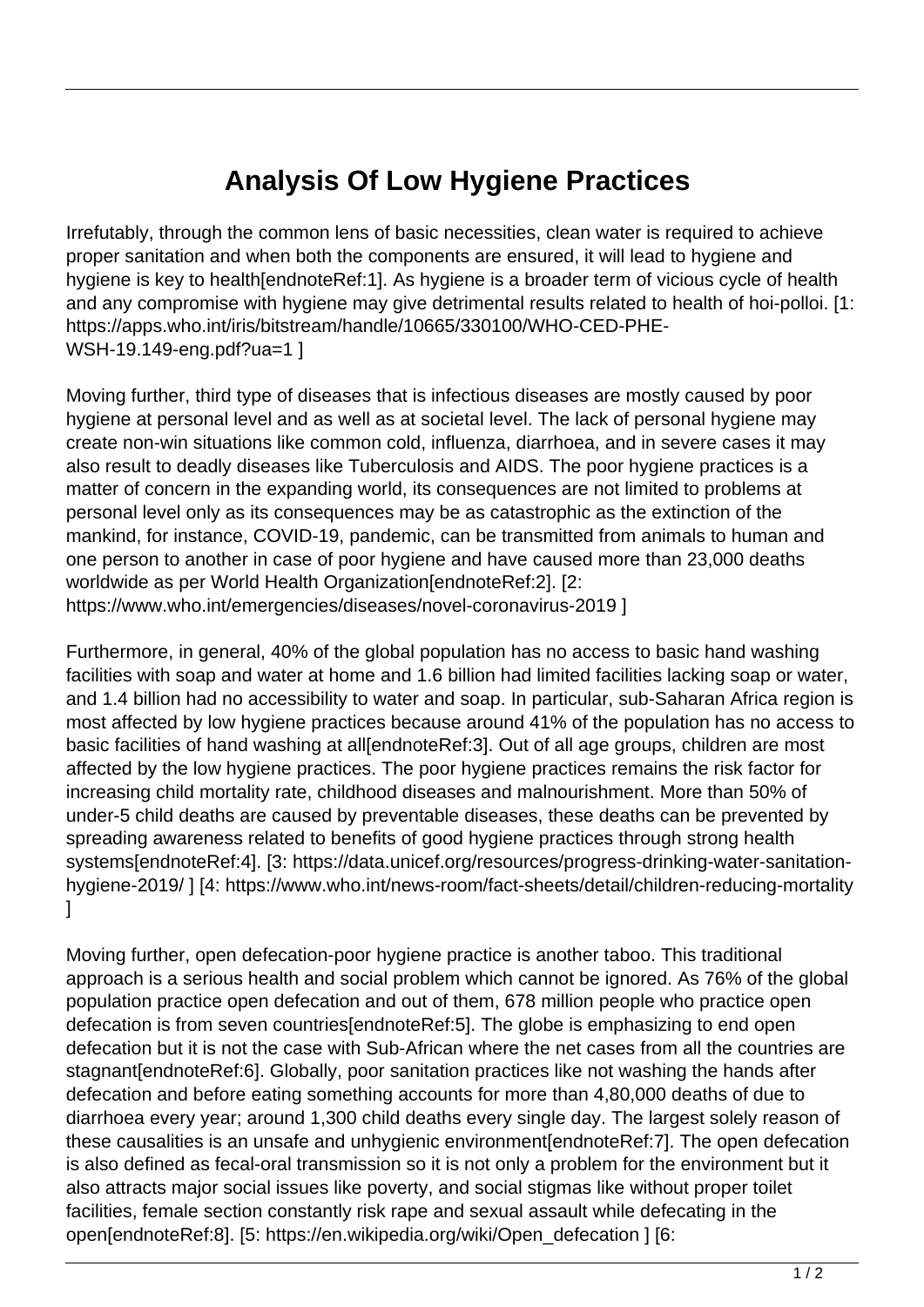# Analysis Of Low Hygiene Practices

Irrefutably, through the common lens of basic necessities, clean water is required to achieve proper sanitation and when both the components are ensured, it will lead to hygiene and hygiene is key to health[endnoteRef:1]. As hygiene is a broader term of vicious cycle of health and any compromise with hygiene may give detrimental results related to health of hoi-polloi. [1: https://apps.who.int/iris/bitstream/handle/10665/330100/WHO-CED-PHE-WSH-19.149-eng.pdf?ua=1 ]

Moving further, third type of diseases that is infectious diseases are mostly caused by poor hygiene at personal level and as well as at societal level. The lack of personal hygiene may create non-win situations like common cold, influenza, diarrhoea, and in severe cases it may also result to deadly diseases like Tuberculosis and AIDS. The poor hygiene practices is a matter of concern in the expanding world, its consequences are not limited to problems at personal level only as its consequences may be as catastrophic as the extinction of the mankind, for instance, COVID-19, pandemic, can be transmitted from animals to human and one person to another in case of poor hygiene and have caused more than 23,000 deaths worldwide as per World Health Organization[endnoteRef:2]. [2: https://www.who.int/emergencies/diseases/novel-coronavirus-2019 ]

Furthermore, in general, 40% of the global population has no access to basic hand washing facilities with soap and water at home and 1.6 billion had limited facilities lacking soap or water, and 1.4 billion had no accessibility to water and soap. In particular, sub-Saharan Africa region is most affected by low hygiene practices because around 41% of the population has no access to basic facilities of hand washing at all[endnoteRef:3]. Out of all age groups, children are most affected by the low hygiene practices. The poor hygiene practices remains the risk factor for increasing child mortality rate, childhood diseases and malnourishment. More than 50% of under-5 child deaths are caused by preventable diseases, these deaths can be prevented by spreading awareness related to benefits of good hygiene practices through strong health systems[endnoteRef:4]. [3: https://data.unicef.org/resources/progress-drinking-water-sanitation-hygiene-2019/ ] [4: https://www.who.int/news-room/fact-sheets/detail/children-reducing-mortality ]

Moving further, open defecation-poor hygiene practice is another taboo. This traditional approach is a serious health and social problem which cannot be ignored. As 76% of the global population practice open defecation and out of them, 678 million people who practice open defecation is from seven countries[endnoteRef:5]. The globe is emphasizing to end open defecation but it is not the case with Sub-African where the net cases from all the countries are stagnant[endnoteRef:6]. Globally, poor sanitation practices like not washing the hands after defecation and before eating something accounts for more than 4,80,000 deaths of due to diarrhoea every year; around 1,300 child deaths every single day. The largest solely reason of these causalities is an unsafe and unhygienic environment[endnoteRef:7]. The open defecation is also defined as fecal-oral transmission so it is not only a problem for the environment but it also attracts major social issues like poverty, and social stigmas like without proper toilet facilities, female section constantly risk rape and sexual assault while defecating in the open[endnoteRef:8]. [5: https://en.wikipedia.org/wiki/Open_defecation ] [6: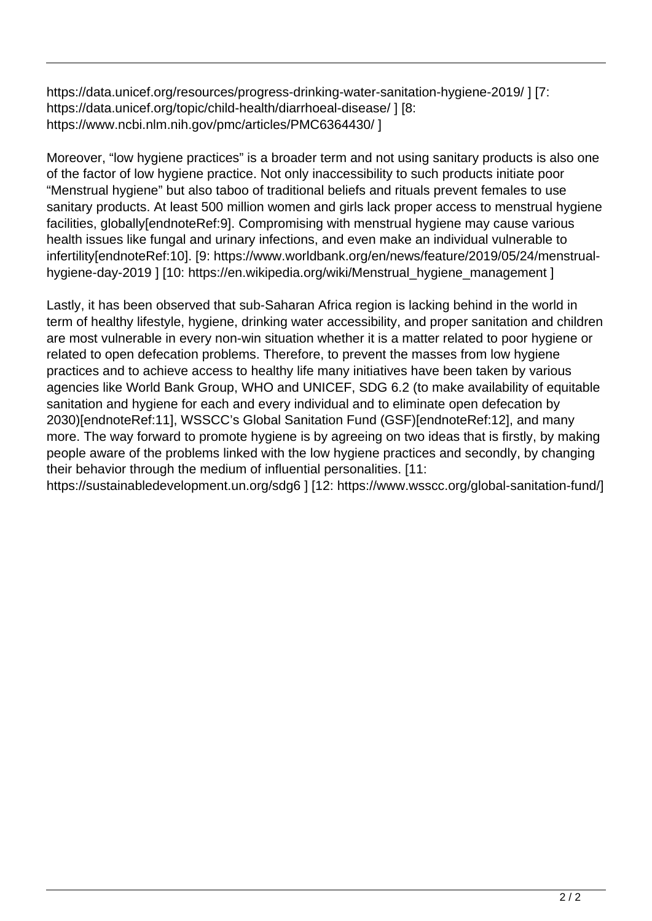https://data.unicef.org/resources/progress-drinking-water-sanitation-hygiene-2019/ ] [7: https://data.unicef.org/topic/child-health/diarrhoeal-disease/ ] [8: https://www.ncbi.nlm.nih.gov/pmc/articles/PMC6364430/ ]

Moreover, "low hygiene practices" is a broader term and not using sanitary products is also one of the factor of low hygiene practice. Not only inaccessibility to such products initiate poor "Menstrual hygiene" but also taboo of traditional beliefs and rituals prevent females to use sanitary products. At least 500 million women and girls lack proper access to menstrual hygiene facilities, globally[endnoteRef:9]. Compromising with menstrual hygiene may cause various health issues like fungal and urinary infections, and even make an individual vulnerable to infertility[endnoteRef:10]. [9: https://www.worldbank.org/en/news/feature/2019/05/24/menstrual-hygiene-day-2019 ] [10: https://en.wikipedia.org/wiki/Menstrual_hygiene_management ]

Lastly, it has been observed that sub-Saharan Africa region is lacking behind in the world in term of healthy lifestyle, hygiene, drinking water accessibility, and proper sanitation and children are most vulnerable in every non-win situation whether it is a matter related to poor hygiene or related to open defecation problems. Therefore, to prevent the masses from low hygiene practices and to achieve access to healthy life many initiatives have been taken by various agencies like World Bank Group, WHO and UNICEF, SDG 6.2 (to make availability of equitable sanitation and hygiene for each and every individual and to eliminate open defecation by 2030)[endnoteRef:11], WSSCC's Global Sanitation Fund (GSF)[endnoteRef:12], and many more. The way forward to promote hygiene is by agreeing on two ideas that is firstly, by making people aware of the problems linked with the low hygiene practices and secondly, by changing their behavior through the medium of influential personalities. [11: https://sustainabledevelopment.un.org/sdg6 ] [12: https://www.wsscc.org/global-sanitation-fund/]